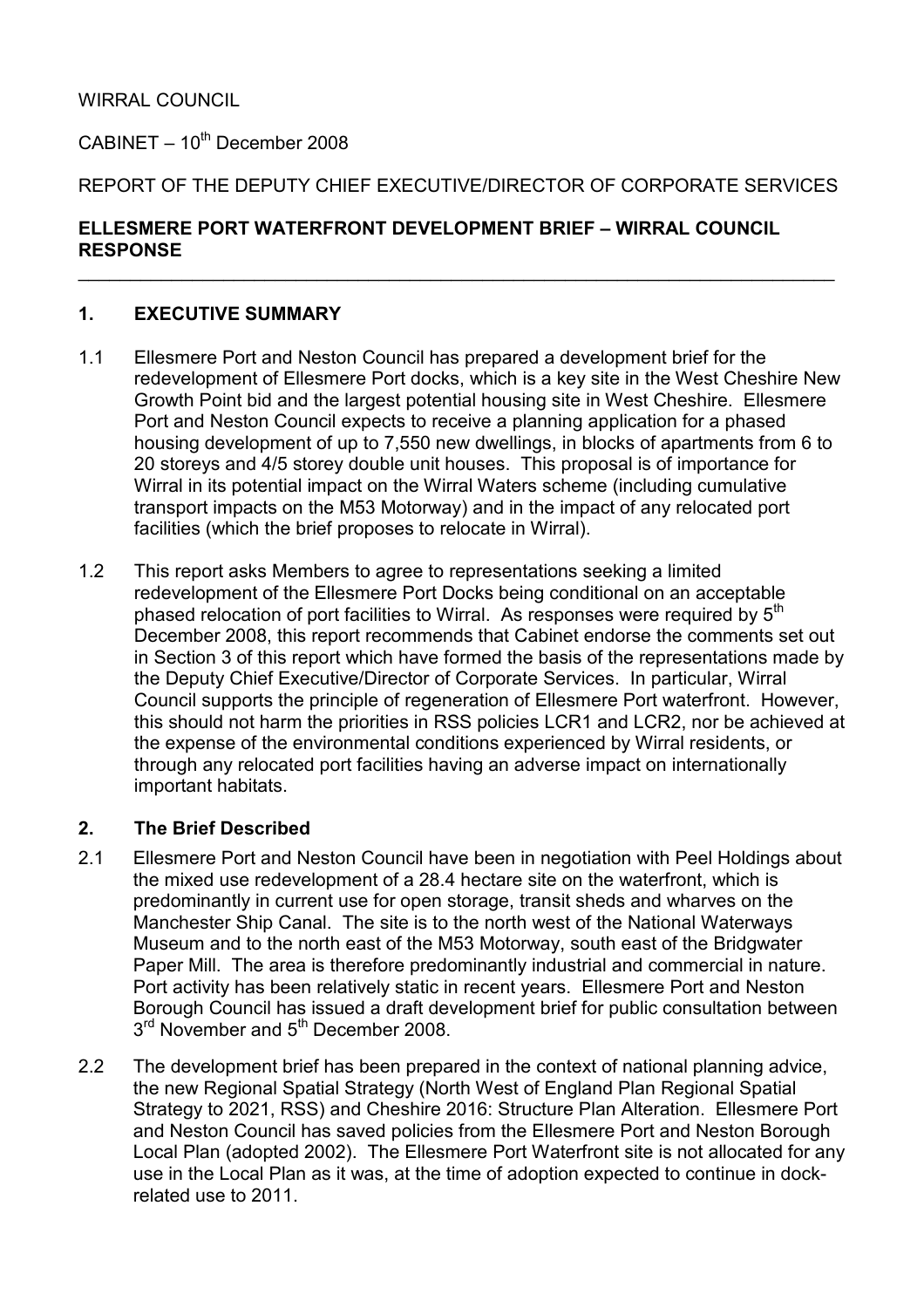WIRRAL COUNCIL

CABINET – 10th December 2008

REPORT OF THE DEPUTY CHIEF EXECUTIVE/DIRECTOR OF CORPORATE SERVICES

**ELLESMERE PORT WATERFRONT DEVELOPMENT BRIEF – WIRRAL COUNCIL RESPONSE**

## 1. EXECUTIVE SUMMARY

1.1 Ellesmere Port and Neston Council has prepared a development brief for the redevelopment of Ellesmere Port docks, which is a key site in the West Cheshire New Growth Point bid and the largest potential housing site in West Cheshire. Ellesmere Port and Neston Council expects to receive a planning application for a phased housing development of up to 7,550 new dwellings, in blocks of apartments from 6 to 20 storeys and 4/5 storey double unit houses. This proposal is of importance for Wirral in its potential impact on the Wirral Waters scheme (including cumulative transport impacts on the M53 Motorway) and in the impact of any relocated port facilities (which the brief proposes to relocate in Wirral).

1.2 This report asks Members to agree to representations seeking a limited redevelopment of the Ellesmere Port Docks being conditional on an acceptable phased relocation of port facilities to Wirral. As responses were required by 5th December 2008, this report recommends that Cabinet endorse the comments set out in Section 3 of this report which have formed the basis of the representations made by the Deputy Chief Executive/Director of Corporate Services. In particular, Wirral Council supports the principle of regeneration of Ellesmere Port waterfront. However, this should not harm the priorities in RSS policies LCR1 and LCR2, nor be achieved at the expense of the environmental conditions experienced by Wirral residents, or through any relocated port facilities having an adverse impact on internationally important habitats.

## 2. The Brief Described

2.1 Ellesmere Port and Neston Council have been in negotiation with Peel Holdings about the mixed use redevelopment of a 28.4 hectare site on the waterfront, which is predominantly in current use for open storage, transit sheds and wharves on the Manchester Ship Canal. The site is to the north west of the National Waterways Museum and to the north east of the M53 Motorway, south east of the Bridgwater Paper Mill. The area is therefore predominantly industrial and commercial in nature. Port activity has been relatively static in recent years. Ellesmere Port and Neston Borough Council has issued a draft development brief for public consultation between 3rd November and 5th December 2008.

2.2 The development brief has been prepared in the context of national planning advice, the new Regional Spatial Strategy (North West of England Plan Regional Spatial Strategy to 2021, RSS) and Cheshire 2016: Structure Plan Alteration. Ellesmere Port and Neston Council has saved policies from the Ellesmere Port and Neston Borough Local Plan (adopted 2002). The Ellesmere Port Waterfront site is not allocated for any use in the Local Plan as it was, at the time of adoption expected to continue in dock-related use to 2011.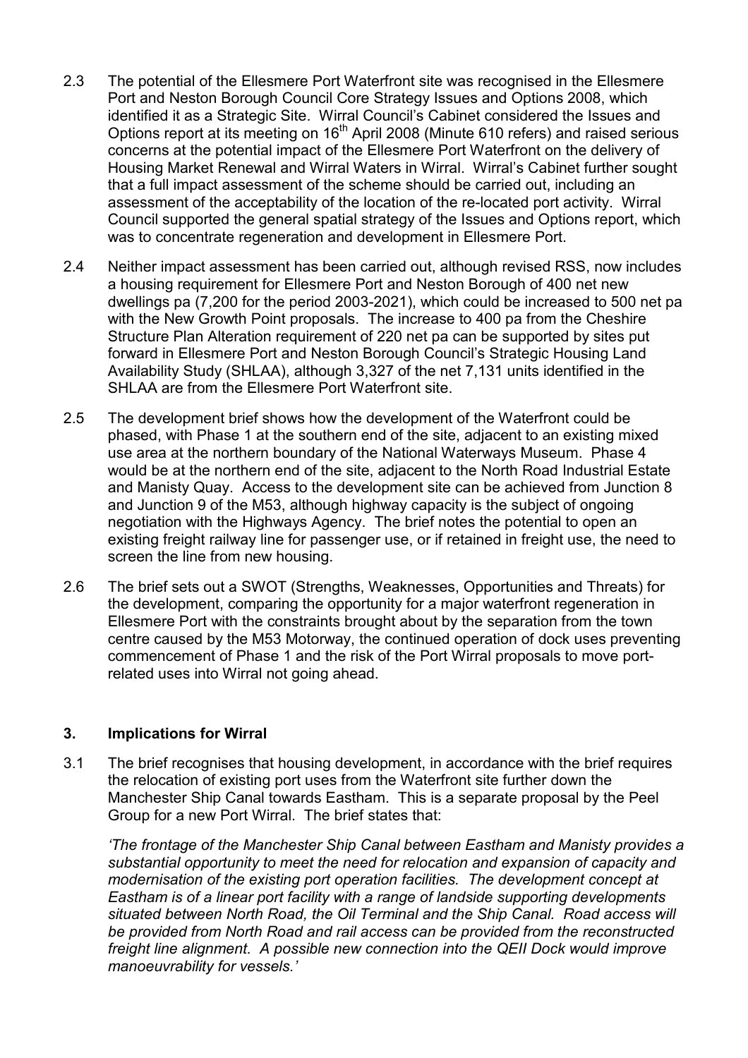2.3 The potential of the Ellesmere Port Waterfront site was recognised in the Ellesmere Port and Neston Borough Council Core Strategy Issues and Options 2008, which identified it as a Strategic Site. Wirral Council's Cabinet considered the Issues and Options report at its meeting on 16th April 2008 (Minute 610 refers) and raised serious concerns at the potential impact of the Ellesmere Port Waterfront on the delivery of Housing Market Renewal and Wirral Waters in Wirral. Wirral's Cabinet further sought that a full impact assessment of the scheme should be carried out, including an assessment of the acceptability of the location of the re-located port activity. Wirral Council supported the general spatial strategy of the Issues and Options report, which was to concentrate regeneration and development in Ellesmere Port.

2.4 Neither impact assessment has been carried out, although revised RSS, now includes a housing requirement for Ellesmere Port and Neston Borough of 400 net new dwellings pa (7,200 for the period 2003-2021), which could be increased to 500 net pa with the New Growth Point proposals. The increase to 400 pa from the Cheshire Structure Plan Alteration requirement of 220 net pa can be supported by sites put forward in Ellesmere Port and Neston Borough Council's Strategic Housing Land Availability Study (SHLAA), although 3,327 of the net 7,131 units identified in the SHLAA are from the Ellesmere Port Waterfront site.

2.5 The development brief shows how the development of the Waterfront could be phased, with Phase 1 at the southern end of the site, adjacent to an existing mixed use area at the northern boundary of the National Waterways Museum. Phase 4 would be at the northern end of the site, adjacent to the North Road Industrial Estate and Manisty Quay. Access to the development site can be achieved from Junction 8 and Junction 9 of the M53, although highway capacity is the subject of ongoing negotiation with the Highways Agency. The brief notes the potential to open an existing freight railway line for passenger use, or if retained in freight use, the need to screen the line from new housing.

2.6 The brief sets out a SWOT (Strengths, Weaknesses, Opportunities and Threats) for the development, comparing the opportunity for a major waterfront regeneration in Ellesmere Port with the constraints brought about by the separation from the town centre caused by the M53 Motorway, the continued operation of dock uses preventing commencement of Phase 1 and the risk of the Port Wirral proposals to move port-related uses into Wirral not going ahead.

## 3. Implications for Wirral

3.1 The brief recognises that housing development, in accordance with the brief requires the relocation of existing port uses from the Waterfront site further down the Manchester Ship Canal towards Eastham. This is a separate proposal by the Peel Group for a new Port Wirral. The brief states that:

*'The frontage of the Manchester Ship Canal between Eastham and Manisty provides a substantial opportunity to meet the need for relocation and expansion of capacity and modernisation of the existing port operation facilities. The development concept at Eastham is of a linear port facility with a range of landside supporting developments situated between North Road, the Oil Terminal and the Ship Canal. Road access will be provided from North Road and rail access can be provided from the reconstructed freight line alignment. A possible new connection into the QEII Dock would improve manoeuvrability for vessels.'*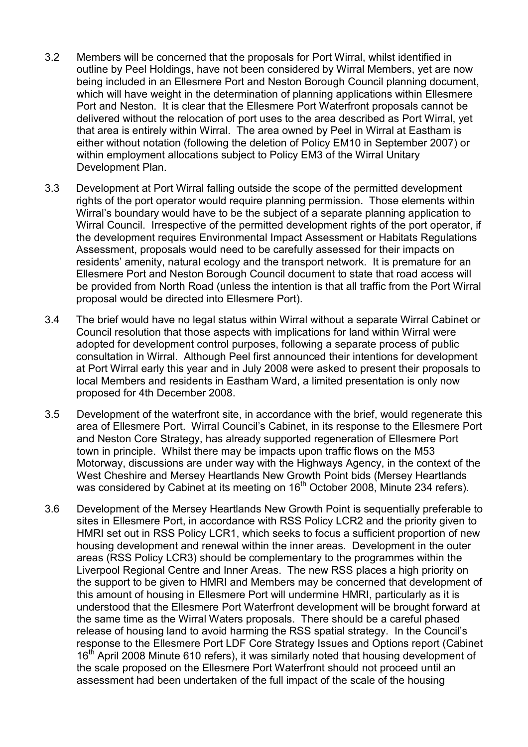3.2 Members will be concerned that the proposals for Port Wirral, whilst identified in outline by Peel Holdings, have not been considered by Wirral Members, yet are now being included in an Ellesmere Port and Neston Borough Council planning document, which will have weight in the determination of planning applications within Ellesmere Port and Neston. It is clear that the Ellesmere Port Waterfront proposals cannot be delivered without the relocation of port uses to the area described as Port Wirral, yet that area is entirely within Wirral. The area owned by Peel in Wirral at Eastham is either without notation (following the deletion of Policy EM10 in September 2007) or within employment allocations subject to Policy EM3 of the Wirral Unitary Development Plan.

3.3 Development at Port Wirral falling outside the scope of the permitted development rights of the port operator would require planning permission. Those elements within Wirral's boundary would have to be the subject of a separate planning application to Wirral Council. Irrespective of the permitted development rights of the port operator, if the development requires Environmental Impact Assessment or Habitats Regulations Assessment, proposals would need to be carefully assessed for their impacts on residents' amenity, natural ecology and the transport network. It is premature for an Ellesmere Port and Neston Borough Council document to state that road access will be provided from North Road (unless the intention is that all traffic from the Port Wirral proposal would be directed into Ellesmere Port).

3.4 The brief would have no legal status within Wirral without a separate Wirral Cabinet or Council resolution that those aspects with implications for land within Wirral were adopted for development control purposes, following a separate process of public consultation in Wirral. Although Peel first announced their intentions for development at Port Wirral early this year and in July 2008 were asked to present their proposals to local Members and residents in Eastham Ward, a limited presentation is only now proposed for 4th December 2008.

3.5 Development of the waterfront site, in accordance with the brief, would regenerate this area of Ellesmere Port. Wirral Council's Cabinet, in its response to the Ellesmere Port and Neston Core Strategy, has already supported regeneration of Ellesmere Port town in principle. Whilst there may be impacts upon traffic flows on the M53 Motorway, discussions are under way with the Highways Agency, in the context of the West Cheshire and Mersey Heartlands New Growth Point bids (Mersey Heartlands was considered by Cabinet at its meeting on 16th October 2008, Minute 234 refers).

3.6 Development of the Mersey Heartlands New Growth Point is sequentially preferable to sites in Ellesmere Port, in accordance with RSS Policy LCR2 and the priority given to HMRI set out in RSS Policy LCR1, which seeks to focus a sufficient proportion of new housing development and renewal within the inner areas. Development in the outer areas (RSS Policy LCR3) should be complementary to the programmes within the Liverpool Regional Centre and Inner Areas. The new RSS places a high priority on the support to be given to HMRI and Members may be concerned that development of this amount of housing in Ellesmere Port will undermine HMRI, particularly as it is understood that the Ellesmere Port Waterfront development will be brought forward at the same time as the Wirral Waters proposals. There should be a careful phased release of housing land to avoid harming the RSS spatial strategy. In the Council's response to the Ellesmere Port LDF Core Strategy Issues and Options report (Cabinet 16th April 2008 Minute 610 refers), it was similarly noted that housing development of the scale proposed on the Ellesmere Port Waterfront should not proceed until an assessment had been undertaken of the full impact of the scale of the housing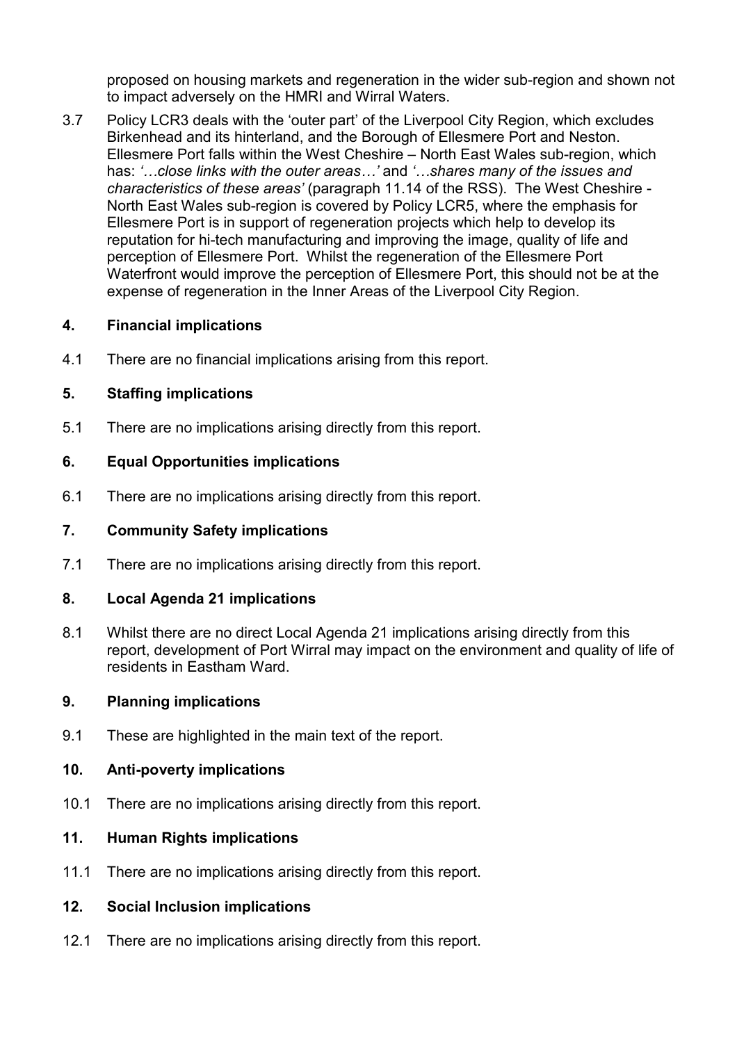proposed on housing markets and regeneration in the wider sub-region and shown not to impact adversely on the HMRI and Wirral Waters.

3.7 Policy LCR3 deals with the 'outer part' of the Liverpool City Region, which excludes Birkenhead and its hinterland, and the Borough of Ellesmere Port and Neston. Ellesmere Port falls within the West Cheshire – North East Wales sub-region, which has: *'…close links with the outer areas…'* and *'…shares many of the issues and characteristics of these areas'* (paragraph 11.14 of the RSS). The West Cheshire - North East Wales sub-region is covered by Policy LCR5, where the emphasis for Ellesmere Port is in support of regeneration projects which help to develop its reputation for hi-tech manufacturing and improving the image, quality of life and perception of Ellesmere Port. Whilst the regeneration of the Ellesmere Port Waterfront would improve the perception of Ellesmere Port, this should not be at the expense of regeneration in the Inner Areas of the Liverpool City Region.

## 4. Financial implications

4.1 There are no financial implications arising from this report.

## 5. Staffing implications

5.1 There are no implications arising directly from this report.

## 6. Equal Opportunities implications

6.1 There are no implications arising directly from this report.

## 7. Community Safety implications

7.1 There are no implications arising directly from this report.

## 8. Local Agenda 21 implications

8.1 Whilst there are no direct Local Agenda 21 implications arising directly from this report, development of Port Wirral may impact on the environment and quality of life of residents in Eastham Ward.

## 9. Planning implications

9.1 These are highlighted in the main text of the report.

## 10. Anti-poverty implications

10.1 There are no implications arising directly from this report.

## 11. Human Rights implications

11.1 There are no implications arising directly from this report.

## 12. Social Inclusion implications

12.1 There are no implications arising directly from this report.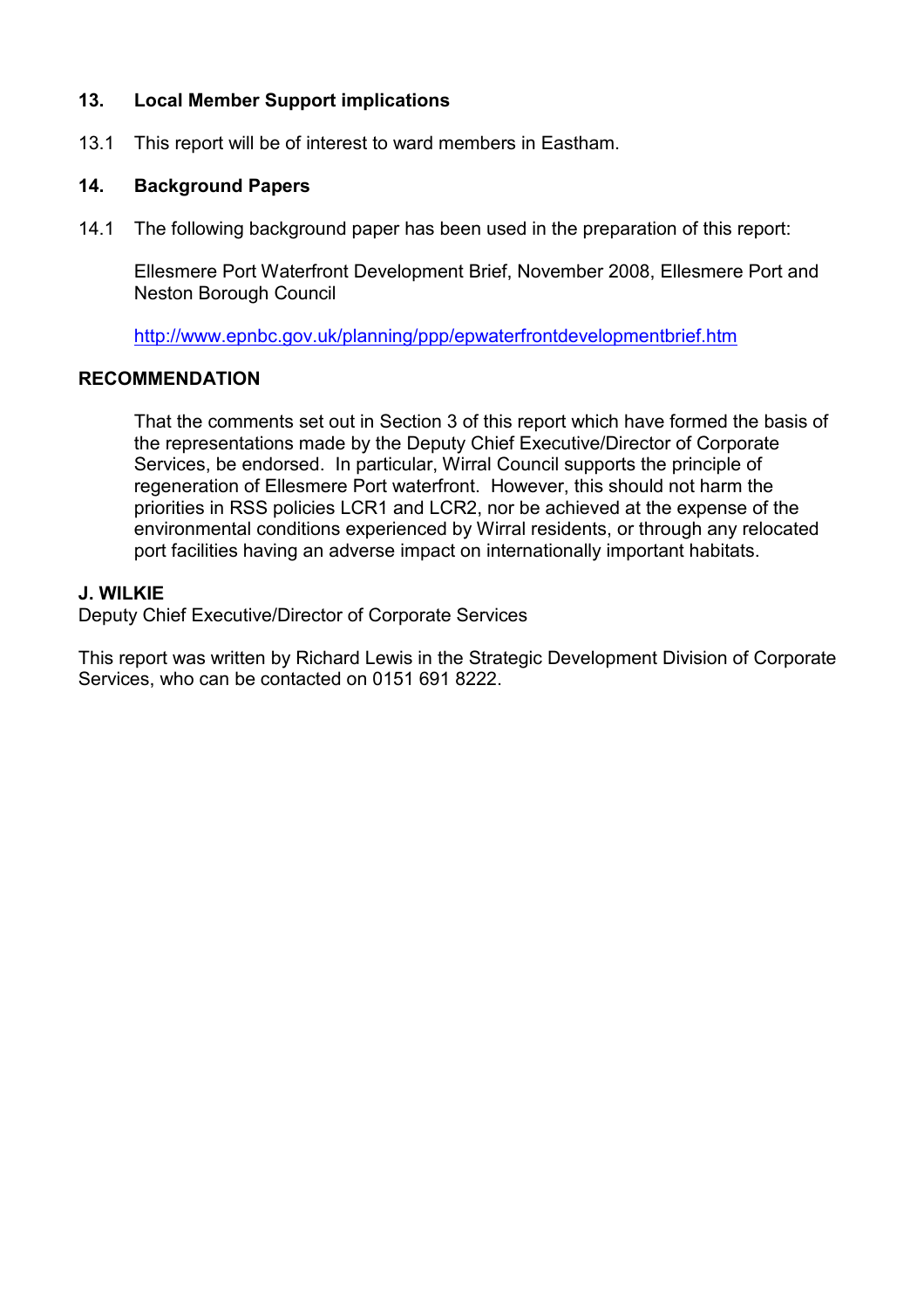## 13. Local Member Support implications

13.1 This report will be of interest to ward members in Eastham.

## 14. Background Papers

14.1 The following background paper has been used in the preparation of this report:

Ellesmere Port Waterfront Development Brief, November 2008, Ellesmere Port and Neston Borough Council

http://www.epnbc.gov.uk/planning/ppp/epwaterfrontdevelopmentbrief.htm

## RECOMMENDATION

That the comments set out in Section 3 of this report which have formed the basis of the representations made by the Deputy Chief Executive/Director of Corporate Services, be endorsed. In particular, Wirral Council supports the principle of regeneration of Ellesmere Port waterfront. However, this should not harm the priorities in RSS policies LCR1 and LCR2, nor be achieved at the expense of the environmental conditions experienced by Wirral residents, or through any relocated port facilities having an adverse impact on internationally important habitats.

**J. WILKIE**
Deputy Chief Executive/Director of Corporate Services

This report was written by Richard Lewis in the Strategic Development Division of Corporate Services, who can be contacted on 0151 691 8222.